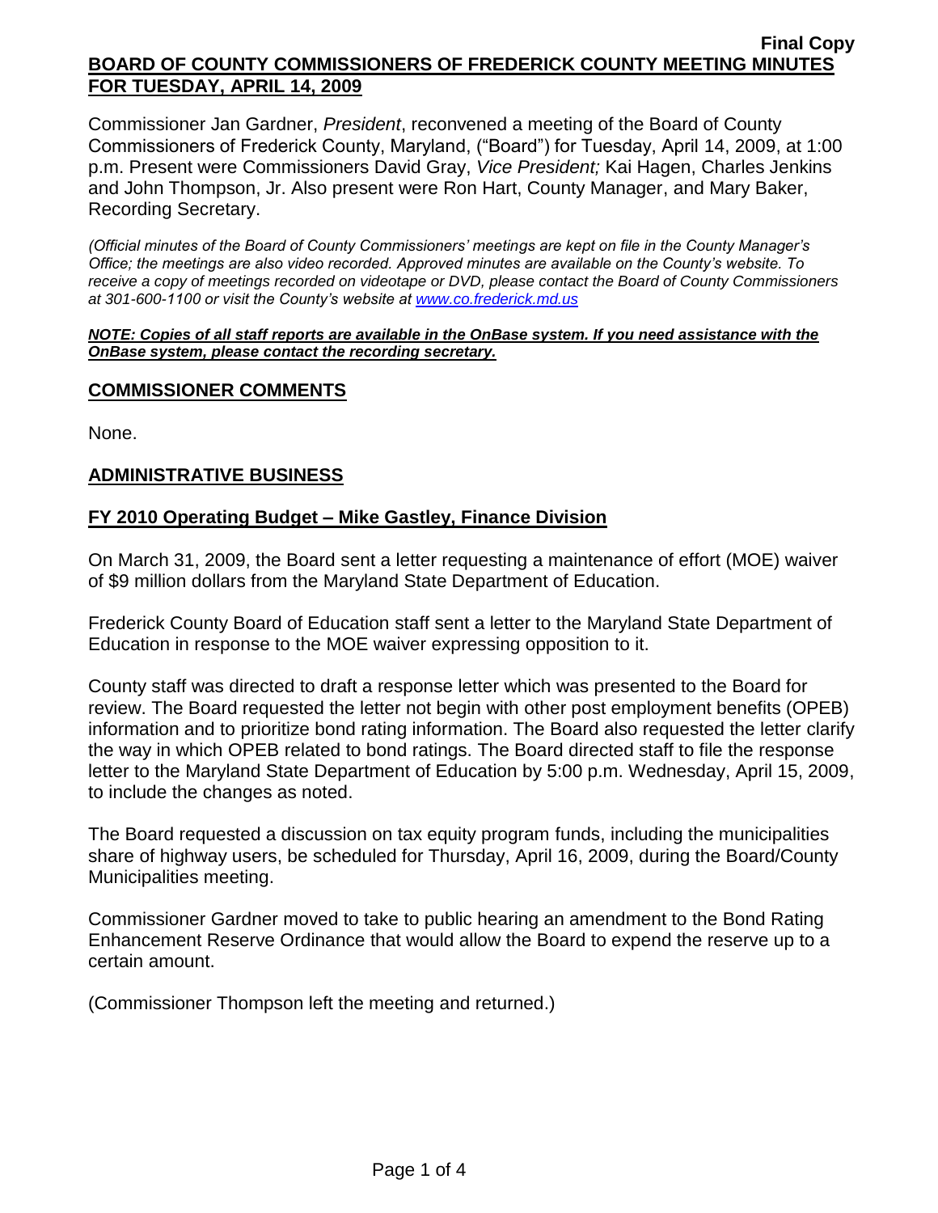**Final Copy**

**BOARD OF COUNTY COMMISSIONERS OF FREDERICK COUNTY MEETING MINUTES FOR TUESDAY, APRIL 14, 2009**

Commissioner Jan Gardner, *President*, reconvened a meeting of the Board of County Commissioners of Frederick County, Maryland, ("Board") for Tuesday, April 14, 2009, at 1:00 p.m. Present were Commissioners David Gray, *Vice President;* Kai Hagen, Charles Jenkins and John Thompson, Jr. Also present were Ron Hart, County Manager, and Mary Baker, Recording Secretary.

*(Official minutes of the Board of County Commissioners' meetings are kept on file in the County Manager's Office; the meetings are also video recorded. Approved minutes are available on the County's website. To receive a copy of meetings recorded on videotape or DVD, please contact the Board of County Commissioners at 301-600-1100 or visit the County's website at [www.co.frederick.md.us](www.co.frederick.md.us)*

***NOTE: Copies of all staff reports are available in the OnBase system. If you need assistance with the OnBase system, please contact the recording secretary.***

## COMMISSIONER COMMENTS

None.

## ADMINISTRATIVE BUSINESS

### FY 2010 Operating Budget – Mike Gastley, Finance Division

On March 31, 2009, the Board sent a letter requesting a maintenance of effort (MOE) waiver of $9 million dollars from the Maryland State Department of Education.

Frederick County Board of Education staff sent a letter to the Maryland State Department of Education in response to the MOE waiver expressing opposition to it.

County staff was directed to draft a response letter which was presented to the Board for review. The Board requested the letter not begin with other post employment benefits (OPEB) information and to prioritize bond rating information. The Board also requested the letter clarify the way in which OPEB related to bond ratings. The Board directed staff to file the response letter to the Maryland State Department of Education by 5:00 p.m. Wednesday, April 15, 2009, to include the changes as noted.

The Board requested a discussion on tax equity program funds, including the municipalities share of highway users, be scheduled for Thursday, April 16, 2009, during the Board/County Municipalities meeting.

Commissioner Gardner moved to take to public hearing an amendment to the Bond Rating Enhancement Reserve Ordinance that would allow the Board to expend the reserve up to a certain amount.

(Commissioner Thompson left the meeting and returned.)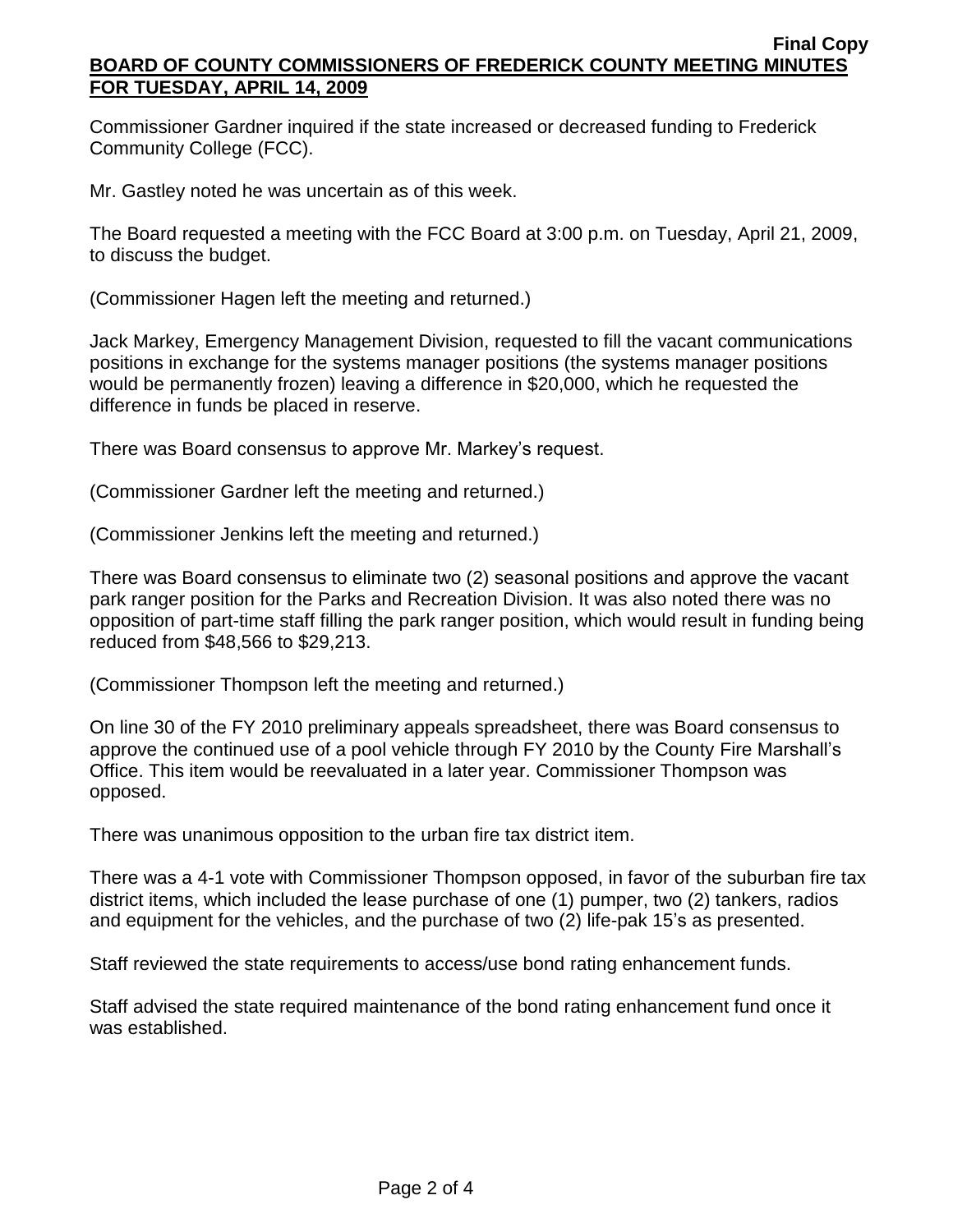Commissioner Gardner inquired if the state increased or decreased funding to Frederick Community College (FCC).

Mr. Gastley noted he was uncertain as of this week.

The Board requested a meeting with the FCC Board at 3:00 p.m. on Tuesday, April 21, 2009, to discuss the budget.

(Commissioner Hagen left the meeting and returned.)

Jack Markey, Emergency Management Division, requested to fill the vacant communications positions in exchange for the systems manager positions (the systems manager positions would be permanently frozen) leaving a difference in $20,000, which he requested the difference in funds be placed in reserve.

There was Board consensus to approve Mr. Markey's request.

(Commissioner Gardner left the meeting and returned.)

(Commissioner Jenkins left the meeting and returned.)

There was Board consensus to eliminate two (2) seasonal positions and approve the vacant park ranger position for the Parks and Recreation Division. It was also noted there was no opposition of part-time staff filling the park ranger position, which would result in funding being reduced from $48,566 to $29,213.

(Commissioner Thompson left the meeting and returned.)

On line 30 of the FY 2010 preliminary appeals spreadsheet, there was Board consensus to approve the continued use of a pool vehicle through FY 2010 by the County Fire Marshall's Office. This item would be reevaluated in a later year. Commissioner Thompson was opposed.

There was unanimous opposition to the urban fire tax district item.

There was a 4-1 vote with Commissioner Thompson opposed, in favor of the suburban fire tax district items, which included the lease purchase of one (1) pumper, two (2) tankers, radios and equipment for the vehicles, and the purchase of two (2) life-pak 15's as presented.

Staff reviewed the state requirements to access/use bond rating enhancement funds.

Staff advised the state required maintenance of the bond rating enhancement fund once it was established.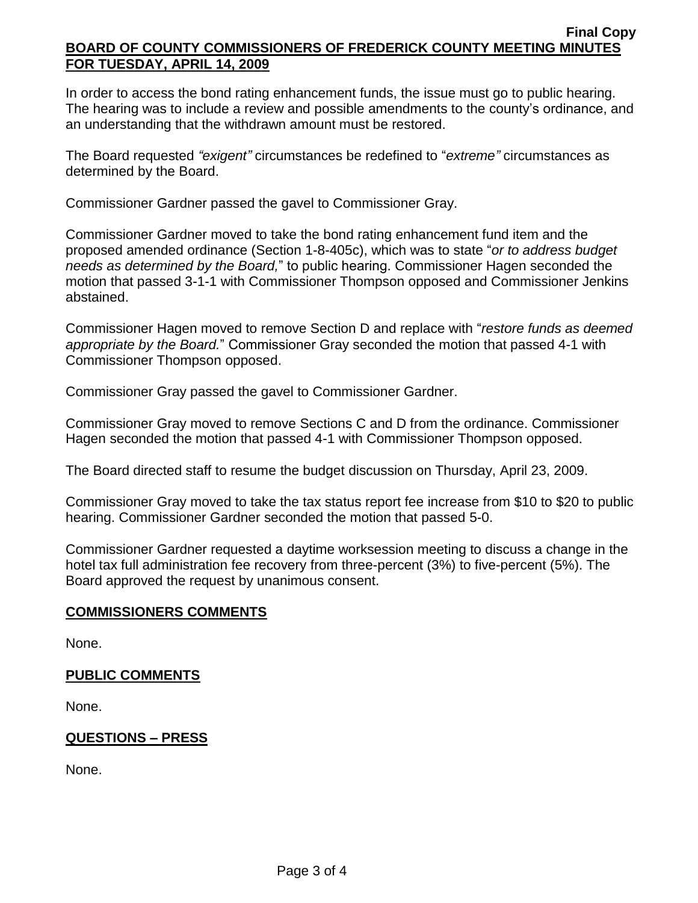In order to access the bond rating enhancement funds, the issue must go to public hearing. The hearing was to include a review and possible amendments to the county's ordinance, and an understanding that the withdrawn amount must be restored.

The Board requested *"exigent"* circumstances be redefined to "*extreme"* circumstances as determined by the Board.

Commissioner Gardner passed the gavel to Commissioner Gray.

Commissioner Gardner moved to take the bond rating enhancement fund item and the proposed amended ordinance (Section 1-8-405c), which was to state "*or to address budget needs as determined by the Board,*" to public hearing. Commissioner Hagen seconded the motion that passed 3-1-1 with Commissioner Thompson opposed and Commissioner Jenkins abstained.

Commissioner Hagen moved to remove Section D and replace with "*restore funds as deemed appropriate by the Board.*" Commissioner Gray seconded the motion that passed 4-1 with Commissioner Thompson opposed.

Commissioner Gray passed the gavel to Commissioner Gardner.

Commissioner Gray moved to remove Sections C and D from the ordinance. Commissioner Hagen seconded the motion that passed 4-1 with Commissioner Thompson opposed.

The Board directed staff to resume the budget discussion on Thursday, April 23, 2009.

Commissioner Gray moved to take the tax status report fee increase from $10 to $20 to public hearing. Commissioner Gardner seconded the motion that passed 5-0.

Commissioner Gardner requested a daytime worksession meeting to discuss a change in the hotel tax full administration fee recovery from three-percent (3%) to five-percent (5%). The Board approved the request by unanimous consent.

## COMMISSIONERS COMMENTS

None.

## PUBLIC COMMENTS

None.

## QUESTIONS – PRESS

None.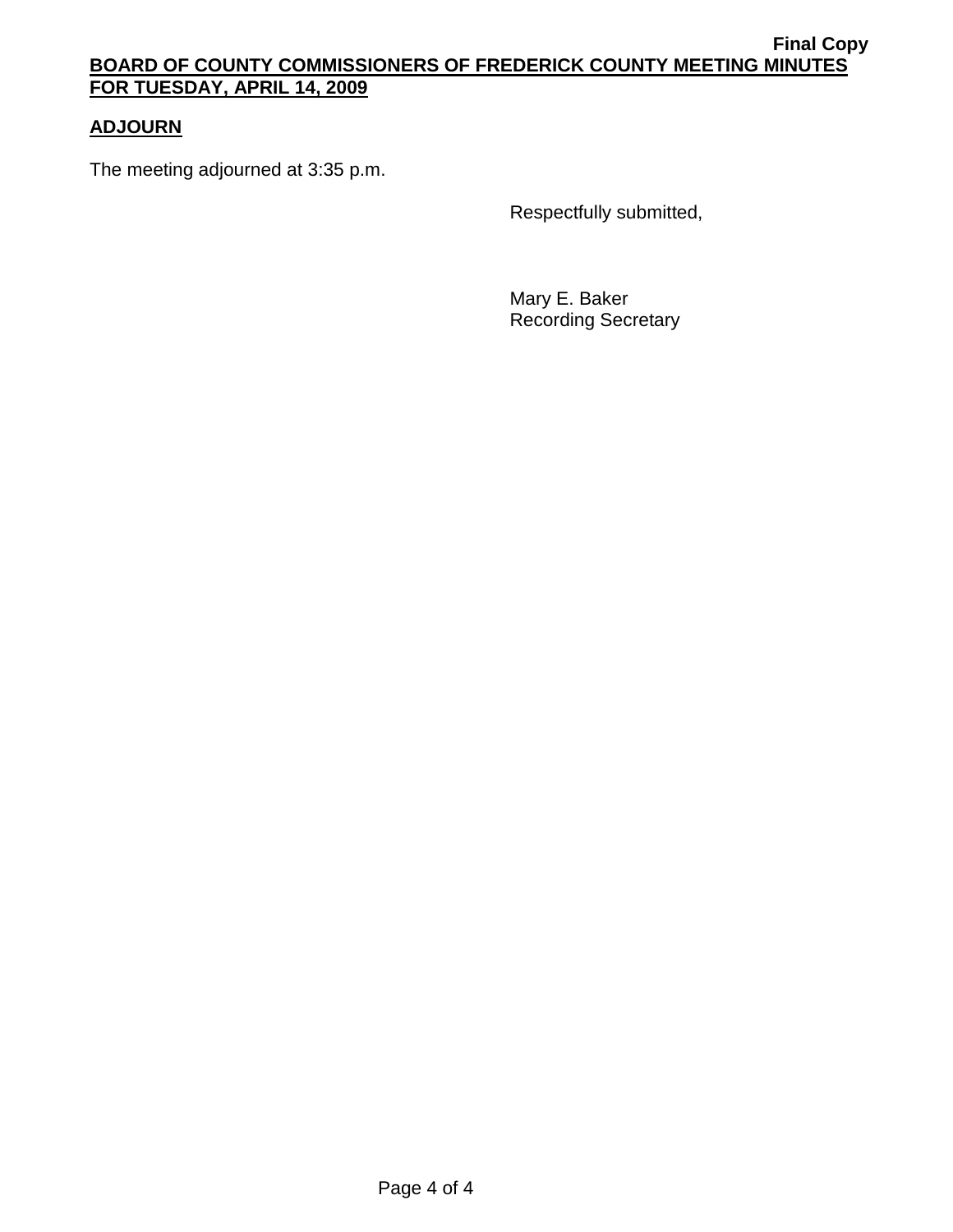## ADJOURN

The meeting adjourned at 3:35 p.m.

Respectfully submitted,

Mary E. Baker
Recording Secretary